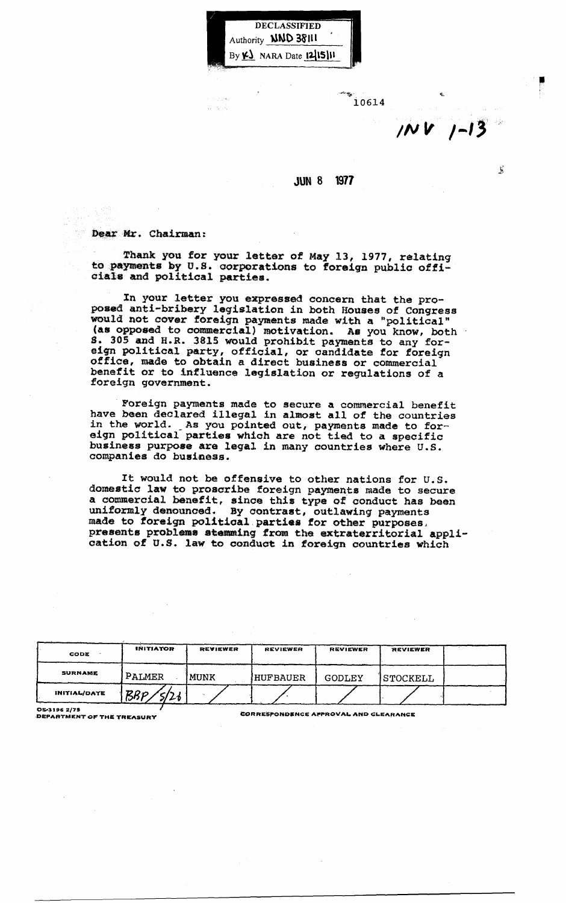DECLASSIFIED
Authority NND 38111
By KJ NARA Date 12/15/11

10614

INV 1-13

JUN 8 1977

Dear Mr. Chairman:

Thank you for your letter of May 13, 1977, relating to payments by U.S. corporations to foreign public officials and political parties.

In your letter you expressed concern that the proposed anti-bribery legislation in both Houses of Congress would not cover foreign payments made with a "political" (as opposed to commercial) motivation. As you know, both S. 305 and H.R. 3815 would prohibit payments to any foreign political party, official, or candidate for foreign office, made to obtain a direct business or commercial benefit or to influence legislation or regulations of a foreign government.

Foreign payments made to secure a commercial benefit have been declared illegal in almost all of the countries in the world. As you pointed out, payments made to foreign political parties which are not tied to a specific business purpose are legal in many countries where U.S. companies do business.

It would not be offensive to other nations for U.S. domestic law to proscribe foreign payments made to secure a commercial benefit, since this type of conduct has been uniformly denounced. By contrast, outlawing payments made to foreign political parties for other purposes, presents problems stemming from the extraterritorial application of U.S. law to conduct in foreign countries which

| CODE | INITIATOR | REVIEWER | REVIEWER | REVIEWER | REVIEWER | |
|---|---|---|---|---|---|---|
| SURNAME | PALMER | MUNK | HUFBAUER | GODLEY | STOCKELL | |
| INITIAL/DATE | BBP/5/26 | / | / | / | / | |

OS-3196 2/75
DEPARTMENT OF THE TREASURY

CORRESPONDENCE APPROVAL AND CLEARANCE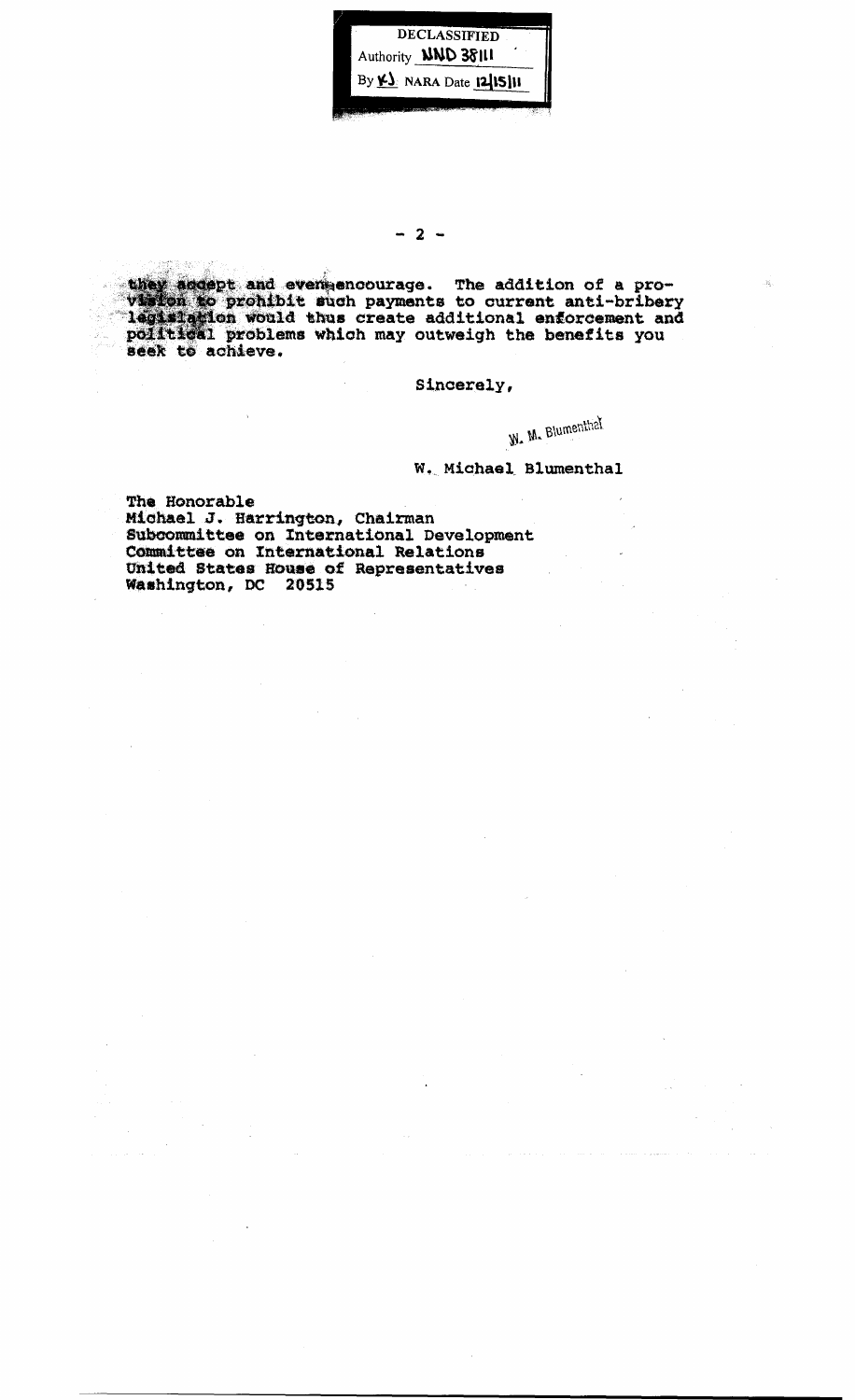DECLASSIFIED
Authority NND 38111
By KJ NARA Date 12/15/11

they accept and even encourage. The addition of a provision to prohibit such payments to current anti-bribery legislation would thus create additional enforcement and political problems which may outweigh the benefits you seek to achieve.

Sincerely,

W. M. Blumenthal

W. Michael Blumenthal

The Honorable
Michael J. Harrington, Chairman
Subcommittee on International Development
Committee on International Relations
United States House of Representatives
Washington, DC 20515